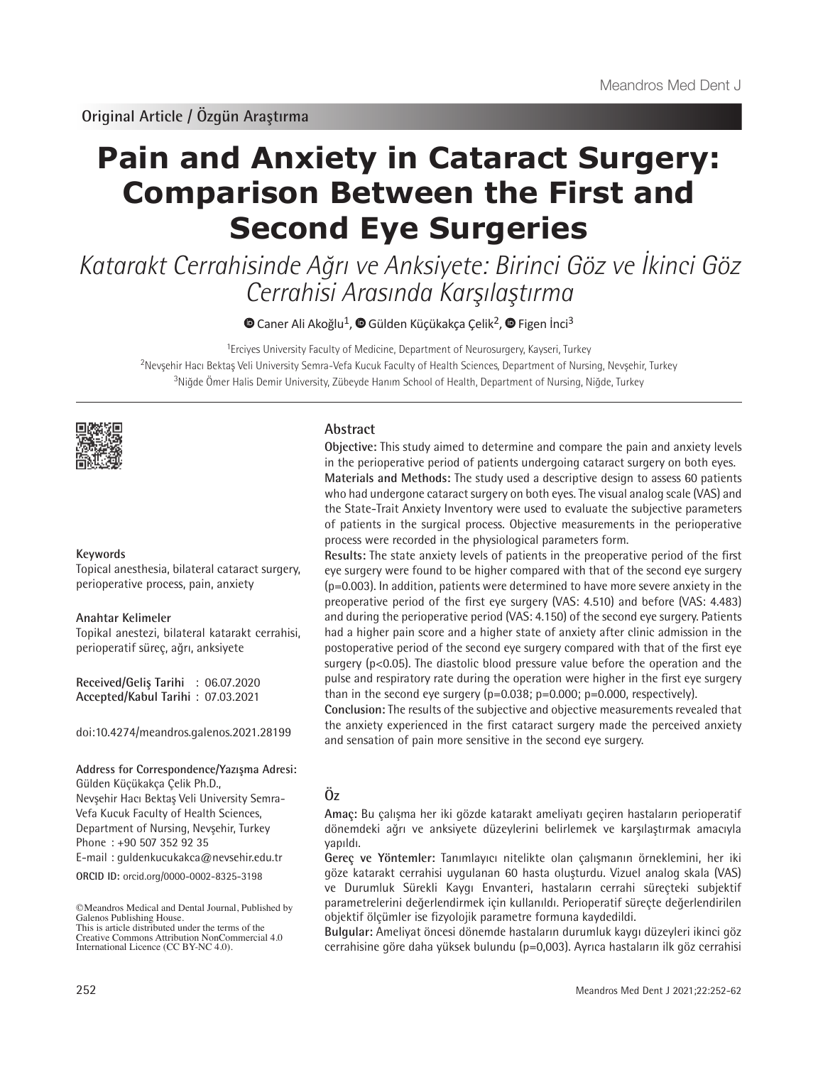Original Article / Özgün Araştırma

# Pain and Anxiety in Cataract Surgery: Comparison Between the First and Second Eye Surgeries

*Katarakt Cerrahisinde Ağrı ve Anksiyete: Birinci Göz ve İkinci Göz Cerrahisi Arasında Karşılaştırma*

Caner Ali Akoğlu[1], Gülden Küçükakça Çelik[2], Figen İnci[3]

[1]Erciyes University Faculty of Medicine, Department of Neurosurgery, Kayseri, Turkey
[2]Nevşehir Hacı Bektaş Veli University Semra-Vefa Kucuk Faculty of Health Sciences, Department of Nursing, Nevşehir, Turkey
[3]Niğde Ömer Halis Demir University, Zübeyde Hanım School of Health, Department of Nursing, Niğde, Turkey

## Abstract

**Objective:** This study aimed to determine and compare the pain and anxiety levels in the perioperative period of patients undergoing cataract surgery on both eyes.

**Materials and Methods:** The study used a descriptive design to assess 60 patients who had undergone cataract surgery on both eyes. The visual analog scale (VAS) and the State-Trait Anxiety Inventory were used to evaluate the subjective parameters of patients in the surgical process. Objective measurements in the perioperative process were recorded in the physiological parameters form.

**Results:** The state anxiety levels of patients in the preoperative period of the first eye surgery were found to be higher compared with that of the second eye surgery (p=0.003). In addition, patients were determined to have more severe anxiety in the preoperative period of the first eye surgery (VAS: 4.510) and before (VAS: 4.483) and during the perioperative period (VAS: 4.150) of the second eye surgery. Patients had a higher pain score and a higher state of anxiety after clinic admission in the postoperative period of the second eye surgery compared with that of the first eye surgery (p<0.05). The diastolic blood pressure value before the operation and the pulse and respiratory rate during the operation were higher in the first eye surgery than in the second eye surgery (p=0.038; p=0.000; p=0.000, respectively).

**Conclusion:** The results of the subjective and objective measurements revealed that the anxiety experienced in the first cataract surgery made the perceived anxiety and sensation of pain more sensitive in the second eye surgery.

**Keywords**

Topical anesthesia, bilateral cataract surgery, perioperative process, pain, anxiety

**Anahtar Kelimeler**

Topikal anestezi, bilateral katarakt cerrahisi, perioperatif süreç, ağrı, anksiyete

**Received/Geliş Tarihi** : 06.07.2020
**Accepted/Kabul Tarihi** : 07.03.2021

doi:10.4274/meandros.galenos.2021.28199

**Address for Correspondence/Yazışma Adresi:**
Gülden Küçükakça Çelik Ph.D.,
Nevşehir Hacı Bektaş Veli University Semra-Vefa Kucuk Faculty of Health Sciences, Department of Nursing, Nevşehir, Turkey
Phone : +90 507 352 92 35
E-mail : guldenkucukakca@nevsehir.edu.tr
**ORCID ID:** orcid.org/0000-0002-8325-3198

©Meandros Medical and Dental Journal, Published by Galenos Publishing House.
This is article distributed under the terms of the Creative Commons Attribution NonCommercial 4.0 International Licence (CC BY-NC 4.0).

## Öz

**Amaç:** Bu çalışma her iki gözde katarakt ameliyatı geçiren hastaların perioperatif dönemdeki ağrı ve anksiyete düzeylerini belirlemek ve karşılaştırmak amacıyla yapıldı.

**Gereç ve Yöntemler:** Tanımlayıcı nitelikte olan çalışmanın örneklemini, her iki göze katarakt cerrahisi uygulanan 60 hasta oluşturdu. Vizuel analog skala (VAS) ve Durumluk Sürekli Kaygı Envanteri, hastaların cerrahi süreçteki subjektif parametrelerini değerlendirmek için kullanıldı. Perioperatif süreçte değerlendirilen objektif ölçümler ise fizyolojik parametre formuna kaydedildi.

**Bulgular:** Ameliyat öncesi dönemde hastaların durumluk kaygı düzeyleri ikinci göz cerrahisine göre daha yüksek bulundu (p=0,003). Ayrıca hastaların ilk göz cerrahisi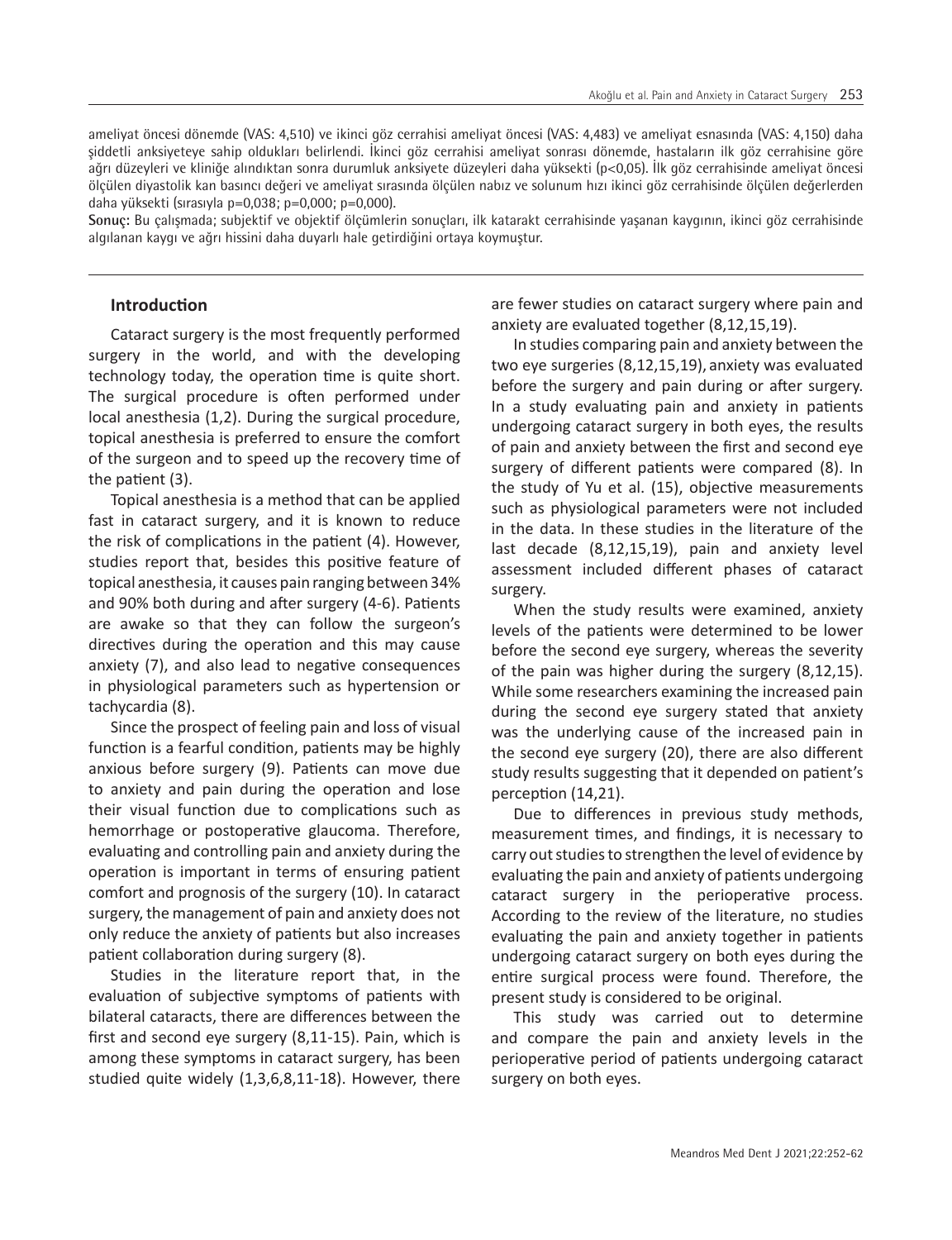ameliyat öncesi dönemde (VAS: 4,510) ve ikinci göz cerrahisi ameliyat öncesi (VAS: 4,483) ve ameliyat esnasında (VAS: 4,150) daha şiddetli anksiyeteye sahip oldukları belirlendi. İkinci göz cerrahisi ameliyat sonrası dönemde, hastaların ilk göz cerrahisine göre ağrı düzeyleri ve kliniğe alındıktan sonra durumluk anksiyete düzeyleri daha yüksekti (p<0,05). İlk göz cerrahisinde ameliyat öncesi ölçülen diyastolik kan basıncı değeri ve ameliyat sırasında ölçülen nabız ve solunum hızı ikinci göz cerrahisinde ölçülen değerlerden daha yüksekti (sırasıyla p=0,038; p=0,000; p=0,000).

**Sonuç:** Bu çalışmada; subjektif ve objektif ölçümlerin sonuçları, ilk katarakt cerrahisinde yaşanan kaygının, ikinci göz cerrahisinde algılanan kaygı ve ağrı hissini daha duyarlı hale getirdiğini ortaya koymuştur.

## Introduction

Cataract surgery is the most frequently performed surgery in the world, and with the developing technology today, the operation time is quite short. The surgical procedure is often performed under local anesthesia (1,2). During the surgical procedure, topical anesthesia is preferred to ensure the comfort of the surgeon and to speed up the recovery time of the patient (3).

Topical anesthesia is a method that can be applied fast in cataract surgery, and it is known to reduce the risk of complications in the patient (4). However, studies report that, besides this positive feature of topical anesthesia, it causes pain ranging between 34% and 90% both during and after surgery (4-6). Patients are awake so that they can follow the surgeon's directives during the operation and this may cause anxiety (7), and also lead to negative consequences in physiological parameters such as hypertension or tachycardia (8).

Since the prospect of feeling pain and loss of visual function is a fearful condition, patients may be highly anxious before surgery (9). Patients can move due to anxiety and pain during the operation and lose their visual function due to complications such as hemorrhage or postoperative glaucoma. Therefore, evaluating and controlling pain and anxiety during the operation is important in terms of ensuring patient comfort and prognosis of the surgery (10). In cataract surgery, the management of pain and anxiety does not only reduce the anxiety of patients but also increases patient collaboration during surgery (8).

Studies in the literature report that, in the evaluation of subjective symptoms of patients with bilateral cataracts, there are differences between the first and second eye surgery (8,11-15). Pain, which is among these symptoms in cataract surgery, has been studied quite widely (1,3,6,8,11-18). However, there are fewer studies on cataract surgery where pain and anxiety are evaluated together (8,12,15,19).

In studies comparing pain and anxiety between the two eye surgeries (8,12,15,19), anxiety was evaluated before the surgery and pain during or after surgery. In a study evaluating pain and anxiety in patients undergoing cataract surgery in both eyes, the results of pain and anxiety between the first and second eye surgery of different patients were compared (8). In the study of Yu et al. (15), objective measurements such as physiological parameters were not included in the data. In these studies in the literature of the last decade (8,12,15,19), pain and anxiety level assessment included different phases of cataract surgery.

When the study results were examined, anxiety levels of the patients were determined to be lower before the second eye surgery, whereas the severity of the pain was higher during the surgery (8,12,15). While some researchers examining the increased pain during the second eye surgery stated that anxiety was the underlying cause of the increased pain in the second eye surgery (20), there are also different study results suggesting that it depended on patient's perception (14,21).

Due to differences in previous study methods, measurement times, and findings, it is necessary to carry out studies to strengthen the level of evidence by evaluating the pain and anxiety of patients undergoing cataract surgery in the perioperative process. According to the review of the literature, no studies evaluating the pain and anxiety together in patients undergoing cataract surgery on both eyes during the entire surgical process were found. Therefore, the present study is considered to be original.

This study was carried out to determine and compare the pain and anxiety levels in the perioperative period of patients undergoing cataract surgery on both eyes.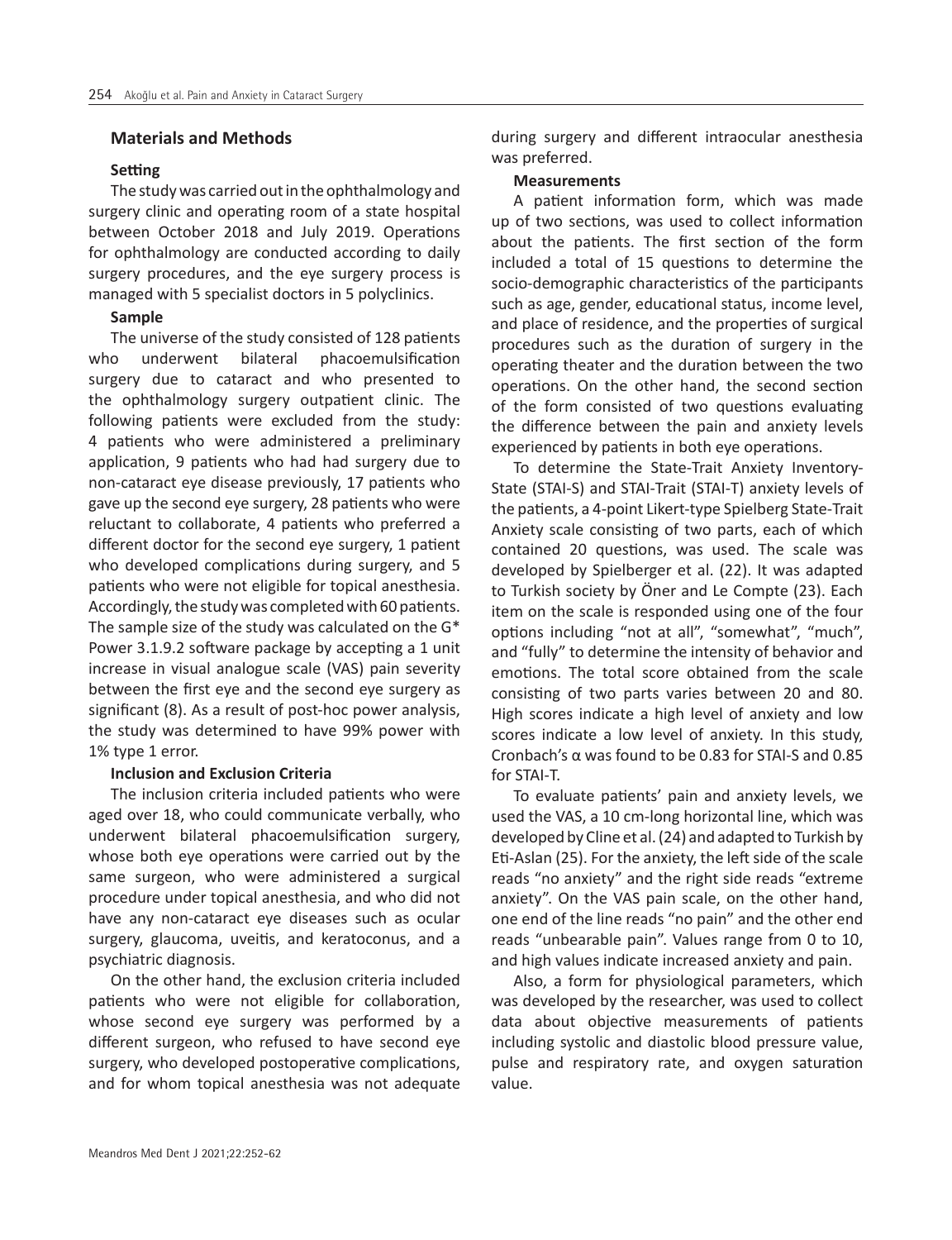## Materials and Methods

### Setting

The study was carried out in the ophthalmology and surgery clinic and operating room of a state hospital between October 2018 and July 2019. Operations for ophthalmology are conducted according to daily surgery procedures, and the eye surgery process is managed with 5 specialist doctors in 5 polyclinics.

### Sample

The universe of the study consisted of 128 patients who underwent bilateral phacoemulsification surgery due to cataract and who presented to the ophthalmology surgery outpatient clinic. The following patients were excluded from the study: 4 patients who were administered a preliminary application, 9 patients who had had surgery due to non-cataract eye disease previously, 17 patients who gave up the second eye surgery, 28 patients who were reluctant to collaborate, 4 patients who preferred a different doctor for the second eye surgery, 1 patient who developed complications during surgery, and 5 patients who were not eligible for topical anesthesia. Accordingly, the study was completed with 60 patients. The sample size of the study was calculated on the G* Power 3.1.9.2 software package by accepting a 1 unit increase in visual analogue scale (VAS) pain severity between the first eye and the second eye surgery as significant (8). As a result of post-hoc power analysis, the study was determined to have 99% power with 1% type 1 error.

### Inclusion and Exclusion Criteria

The inclusion criteria included patients who were aged over 18, who could communicate verbally, who underwent bilateral phacoemulsification surgery, whose both eye operations were carried out by the same surgeon, who were administered a surgical procedure under topical anesthesia, and who did not have any non-cataract eye diseases such as ocular surgery, glaucoma, uveitis, and keratoconus, and a psychiatric diagnosis.

On the other hand, the exclusion criteria included patients who were not eligible for collaboration, whose second eye surgery was performed by a different surgeon, who refused to have second eye surgery, who developed postoperative complications, and for whom topical anesthesia was not adequate during surgery and different intraocular anesthesia was preferred.

### Measurements

A patient information form, which was made up of two sections, was used to collect information about the patients. The first section of the form included a total of 15 questions to determine the socio-demographic characteristics of the participants such as age, gender, educational status, income level, and place of residence, and the properties of surgical procedures such as the duration of surgery in the operating theater and the duration between the two operations. On the other hand, the second section of the form consisted of two questions evaluating the difference between the pain and anxiety levels experienced by patients in both eye operations.

To determine the State-Trait Anxiety Inventory-State (STAI-S) and STAI-Trait (STAI-T) anxiety levels of the patients, a 4-point Likert-type Spielberg State-Trait Anxiety scale consisting of two parts, each of which contained 20 questions, was used. The scale was developed by Spielberger et al. (22). It was adapted to Turkish society by Öner and Le Compte (23). Each item on the scale is responded using one of the four options including "not at all", "somewhat", "much", and "fully" to determine the intensity of behavior and emotions. The total score obtained from the scale consisting of two parts varies between 20 and 80. High scores indicate a high level of anxiety and low scores indicate a low level of anxiety. In this study, Cronbach's α was found to be 0.83 for STAI-S and 0.85 for STAI-T.

To evaluate patients' pain and anxiety levels, we used the VAS, a 10 cm-long horizontal line, which was developed by Cline et al. (24) and adapted to Turkish by Eti-Aslan (25). For the anxiety, the left side of the scale reads "no anxiety" and the right side reads "extreme anxiety". On the VAS pain scale, on the other hand, one end of the line reads "no pain" and the other end reads "unbearable pain". Values range from 0 to 10, and high values indicate increased anxiety and pain.

Also, a form for physiological parameters, which was developed by the researcher, was used to collect data about objective measurements of patients including systolic and diastolic blood pressure value, pulse and respiratory rate, and oxygen saturation value.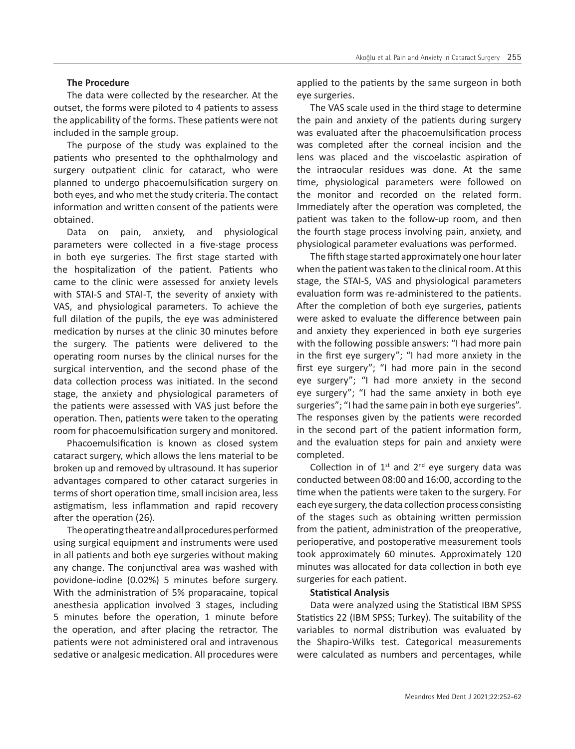### The Procedure

The data were collected by the researcher. At the outset, the forms were piloted to 4 patients to assess the applicability of the forms. These patients were not included in the sample group.

The purpose of the study was explained to the patients who presented to the ophthalmology and surgery outpatient clinic for cataract, who were planned to undergo phacoemulsification surgery on both eyes, and who met the study criteria. The contact information and written consent of the patients were obtained.

Data on pain, anxiety, and physiological parameters were collected in a five-stage process in both eye surgeries. The first stage started with the hospitalization of the patient. Patients who came to the clinic were assessed for anxiety levels with STAI-S and STAI-T, the severity of anxiety with VAS, and physiological parameters. To achieve the full dilation of the pupils, the eye was administered medication by nurses at the clinic 30 minutes before the surgery. The patients were delivered to the operating room nurses by the clinical nurses for the surgical intervention, and the second phase of the data collection process was initiated. In the second stage, the anxiety and physiological parameters of the patients were assessed with VAS just before the operation. Then, patients were taken to the operating room for phacoemulsification surgery and monitored.

Phacoemulsification is known as closed system cataract surgery, which allows the lens material to be broken up and removed by ultrasound. It has superior advantages compared to other cataract surgeries in terms of short operation time, small incision area, less astigmatism, less inflammation and rapid recovery after the operation (26).

The operating theatre and all procedures performed using surgical equipment and instruments were used in all patients and both eye surgeries without making any change. The conjunctival area was washed with povidone-iodine (0.02%) 5 minutes before surgery. With the administration of 5% proparacaine, topical anesthesia application involved 3 stages, including 5 minutes before the operation, 1 minute before the operation, and after placing the retractor. The patients were not administered oral and intravenous sedative or analgesic medication. All procedures were applied to the patients by the same surgeon in both eye surgeries.

The VAS scale used in the third stage to determine the pain and anxiety of the patients during surgery was evaluated after the phacoemulsification process was completed after the corneal incision and the lens was placed and the viscoelastic aspiration of the intraocular residues was done. At the same time, physiological parameters were followed on the monitor and recorded on the related form. Immediately after the operation was completed, the patient was taken to the follow-up room, and then the fourth stage process involving pain, anxiety, and physiological parameter evaluations was performed.

The fifth stage started approximately one hour later when the patient was taken to the clinical room. At this stage, the STAI-S, VAS and physiological parameters evaluation form was re-administered to the patients. After the completion of both eye surgeries, patients were asked to evaluate the difference between pain and anxiety they experienced in both eye surgeries with the following possible answers: "I had more pain in the first eye surgery"; "I had more anxiety in the first eye surgery"; "I had more pain in the second eye surgery"; "I had more anxiety in the second eye surgery"; "I had the same anxiety in both eye surgeries"; "I had the same pain in both eye surgeries". The responses given by the patients were recorded in the second part of the patient information form, and the evaluation steps for pain and anxiety were completed.

Collection in of 1st and 2nd eye surgery data was conducted between 08:00 and 16:00, according to the time when the patients were taken to the surgery. For each eye surgery, the data collection process consisting of the stages such as obtaining written permission from the patient, administration of the preoperative, perioperative, and postoperative measurement tools took approximately 60 minutes. Approximately 120 minutes was allocated for data collection in both eye surgeries for each patient.

### Statistical Analysis

Data were analyzed using the Statistical IBM SPSS Statistics 22 (IBM SPSS; Turkey). The suitability of the variables to normal distribution was evaluated by the Shapiro-Wilks test. Categorical measurements were calculated as numbers and percentages, while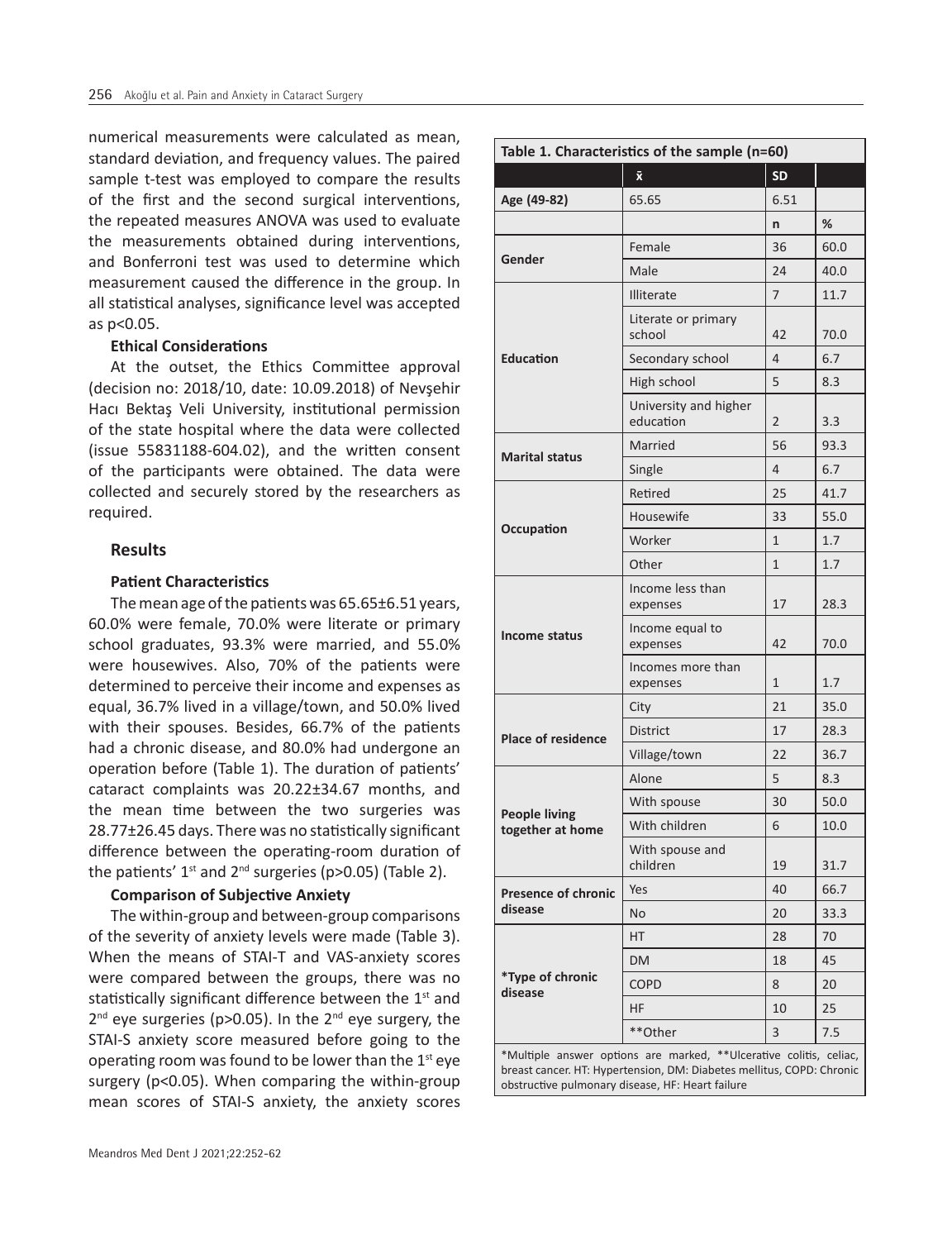numerical measurements were calculated as mean, standard deviation, and frequency values. The paired sample t-test was employed to compare the results of the first and the second surgical interventions, the repeated measures ANOVA was used to evaluate the measurements obtained during interventions, and Bonferroni test was used to determine which measurement caused the difference in the group. In all statistical analyses, significance level was accepted as p<0.05.

**Ethical Considerations**

At the outset, the Ethics Committee approval (decision no: 2018/10, date: 10.09.2018) of Nevşehir Hacı Bektaş Veli University, institutional permission of the state hospital where the data were collected (issue 55831188-604.02), and the written consent of the participants were obtained. The data were collected and securely stored by the researchers as required.

## Results

**Patient Characteristics**

The mean age of the patients was 65.65±6.51 years, 60.0% were female, 70.0% were literate or primary school graduates, 93.3% were married, and 55.0% were housewives. Also, 70% of the patients were determined to perceive their income and expenses as equal, 36.7% lived in a village/town, and 50.0% lived with their spouses. Besides, 66.7% of the patients had a chronic disease, and 80.0% had undergone an operation before (Table 1). The duration of patients' cataract complaints was 20.22±34.67 months, and the mean time between the two surgeries was 28.77±26.45 days. There was no statistically significant difference between the operating-room duration of the patients' 1st and 2nd surgeries (p>0.05) (Table 2).

**Comparison of Subjective Anxiety**

The within-group and between-group comparisons of the severity of anxiety levels were made (Table 3). When the means of STAI-T and VAS-anxiety scores were compared between the groups, there was no statistically significant difference between the 1st and 2nd eye surgeries (p>0.05). In the 2nd eye surgery, the STAI-S anxiety score measured before going to the operating room was found to be lower than the 1st eye surgery (p<0.05). When comparing the within-group mean scores of STAI-S anxiety, the anxiety scores

**Table 1. Characteristics of the sample (n=60)**

| | | x̄ | SD |
|---|---|---|---|
| Age (49-82) | 65.65 | 6.51 | |
| | | n | % |
| Gender | Female | 36 | 60.0 |
| | Male | 24 | 40.0 |
| Education | Illiterate | 7 | 11.7 |
| | Literate or primary school | 42 | 70.0 |
| | Secondary school | 4 | 6.7 |
| | High school | 5 | 8.3 |
| | University and higher education | 2 | 3.3 |
| Marital status | Married | 56 | 93.3 |
| | Single | 4 | 6.7 |
| Occupation | Retired | 25 | 41.7 |
| | Housewife | 33 | 55.0 |
| | Worker | 1 | 1.7 |
| | Other | 1 | 1.7 |
| Income status | Income less than expenses | 17 | 28.3 |
| | Income equal to expenses | 42 | 70.0 |
| | Incomes more than expenses | 1 | 1.7 |
| Place of residence | City | 21 | 35.0 |
| | District | 17 | 28.3 |
| | Village/town | 22 | 36.7 |
| People living together at home | Alone | 5 | 8.3 |
| | With spouse | 30 | 50.0 |
| | With children | 6 | 10.0 |
| | With spouse and children | 19 | 31.7 |
| Presence of chronic disease | Yes | 40 | 66.7 |
| | No | 20 | 33.3 |
| *Type of chronic disease | HT | 28 | 70 |
| | DM | 18 | 45 |
| | COPD | 8 | 20 |
| | HF | 10 | 25 |
| | **Other | 3 | 7.5 |

*Multiple answer options are marked, **Ulcerative colitis, celiac, breast cancer. HT: Hypertension, DM: Diabetes mellitus, COPD: Chronic obstructive pulmonary disease, HF: Heart failure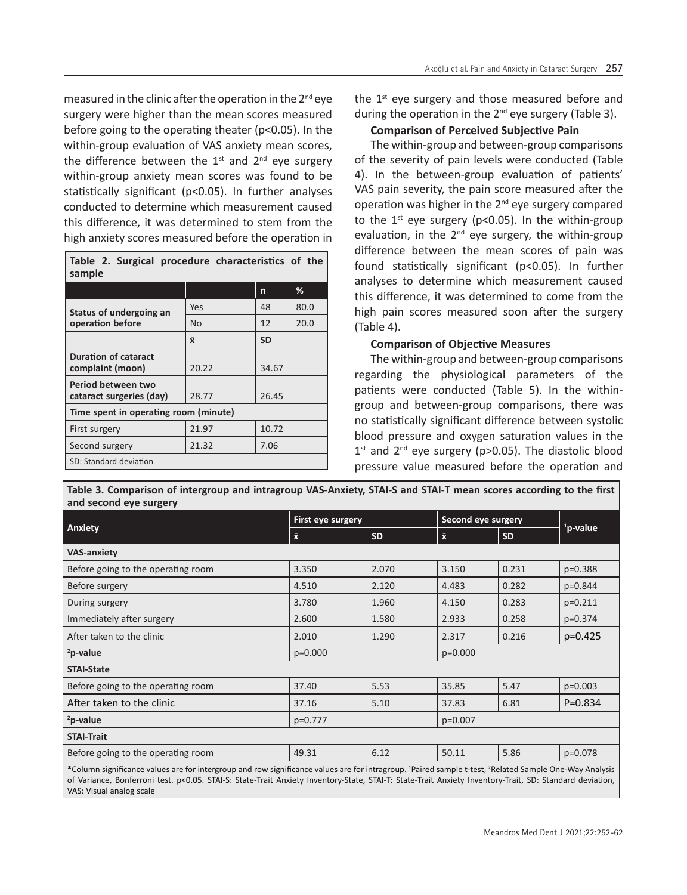measured in the clinic after the operation in the 2nd eye surgery were higher than the mean scores measured before going to the operating theater (p<0.05). In the within-group evaluation of VAS anxiety mean scores, the difference between the 1st and 2nd eye surgery within-group anxiety mean scores was found to be statistically significant (p<0.05). In further analyses conducted to determine which measurement caused this difference, it was determined to stem from the high anxiety scores measured before the operation in

**Table 2. Surgical procedure characteristics of the sample**

| | | n | % |
|---|---|---|---|
| Status of undergoing an operation before | Yes | 48 | 80.0 |
| | No | 12 | 20.0 |
| | x̄ | SD | |
| Duration of cataract complaint (moon) | 20.22 | 34.67 | |
| Period between two cataract surgeries (day) | 28.77 | 26.45 | |
| Time spent in operating room (minute) | | | |
| First surgery | 21.97 | 10.72 | |
| Second surgery | 21.32 | 7.06 | |

SD: Standard deviation

the 1st eye surgery and those measured before and during the operation in the 2nd eye surgery (Table 3).

**Comparison of Perceived Subjective Pain**

The within-group and between-group comparisons of the severity of pain levels were conducted (Table 4). In the between-group evaluation of patients' VAS pain severity, the pain score measured after the operation was higher in the 2nd eye surgery compared to the 1st eye surgery (p<0.05). In the within-group evaluation, in the 2nd eye surgery, the within-group difference between the mean scores of pain was found statistically significant (p<0.05). In further analyses to determine which measurement caused this difference, it was determined to come from the high pain scores measured soon after the surgery (Table 4).

**Comparison of Objective Measures**

The within-group and between-group comparisons regarding the physiological parameters of the patients were conducted (Table 5). In the within-group and between-group comparisons, there was no statistically significant difference between systolic blood pressure and oxygen saturation values in the 1st and 2nd eye surgery (p>0.05). The diastolic blood pressure value measured before the operation and

**Table 3. Comparison of intergroup and intragroup VAS-Anxiety, STAI-S and STAI-T mean scores according to the first and second eye surgery**

| Anxiety | First eye surgery | | Second eye surgery | | [1]p-value |
|---|---|---|---|---|---|
| | x̄ | SD | x̄ | SD | |
| **VAS-anxiety** | | | | | |
| Before going to the operating room | 3.350 | 2.070 | 3.150 | 0.231 | p=0.388 |
| Before surgery | 4.510 | 2.120 | 4.483 | 0.282 | p=0.844 |
| During surgery | 3.780 | 1.960 | 4.150 | 0.283 | p=0.211 |
| Immediately after surgery | 2.600 | 1.580 | 2.933 | 0.258 | p=0.374 |
| After taken to the clinic | 2.010 | 1.290 | 2.317 | 0.216 | p=0.425 |
| **[2]p-value** | p=0.000 | | p=0.000 | | |
| **STAI-State** | | | | | |
| Before going to the operating room | 37.40 | 5.53 | 35.85 | 5.47 | p=0.003 |
| After taken to the clinic | 37.16 | 5.10 | 37.83 | 6.81 | P=0.834 |
| **[2]p-value** | p=0.777 | | p=0.007 | | |
| **STAI-Trait** | | | | | |
| Before going to the operating room | 49.31 | 6.12 | 50.11 | 5.86 | p=0.078 |

*Column significance values are for intergroup and row significance values are for intragroup. [1]Paired sample t-test, [2]Related Sample One-Way Analysis of Variance, Bonferroni test. p<0.05. STAI-S: State-Trait Anxiety Inventory-State, STAI-T: State-Trait Anxiety Inventory-Trait, SD: Standard deviation, VAS: Visual analog scale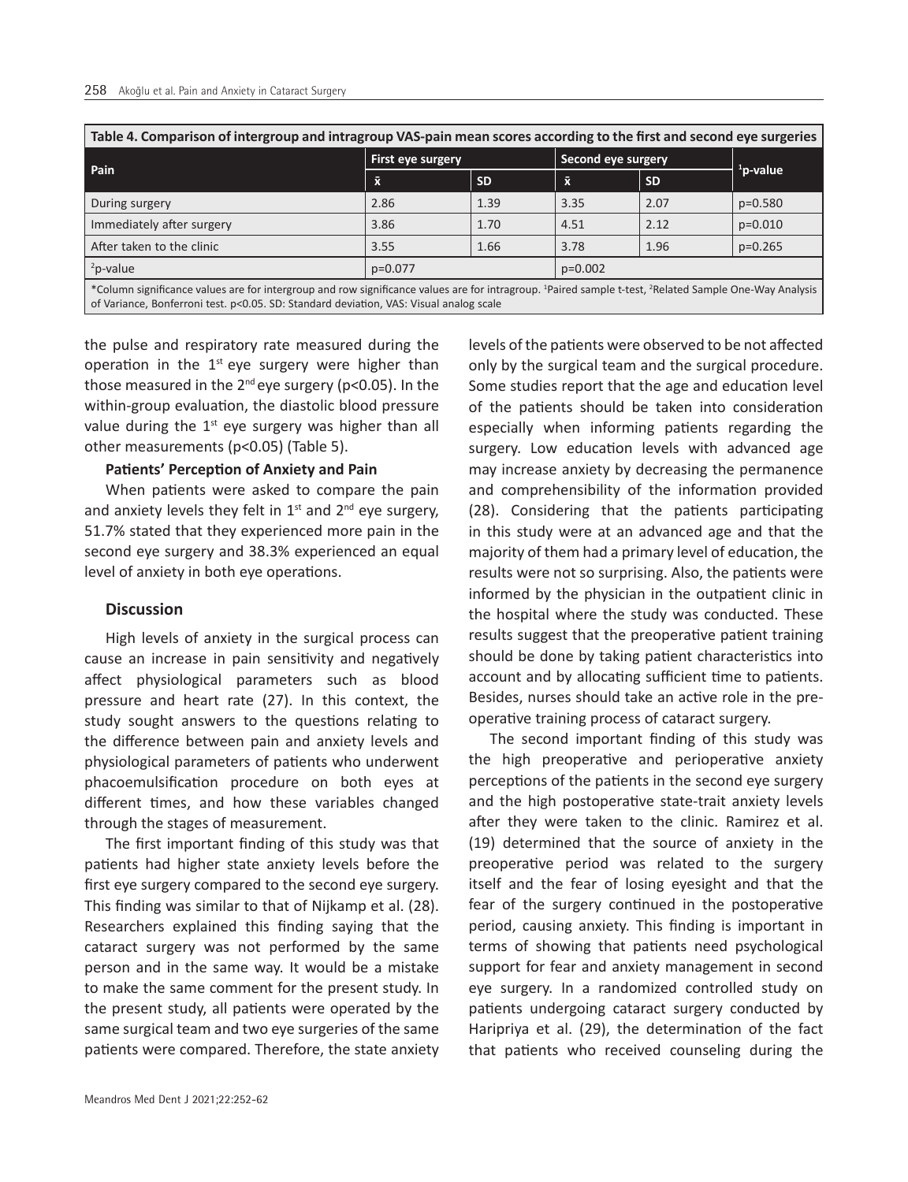**Table 4. Comparison of intergroup and intragroup VAS-pain mean scores according to the first and second eye surgeries**

| Pain | First eye surgery | | Second eye surgery | | [1]p-value |
|---|---|---|---|---|---|
| | x̄ | SD | x̄ | SD | |
| During surgery | 2.86 | 1.39 | 3.35 | 2.07 | p=0.580 |
| Immediately after surgery | 3.86 | 1.70 | 4.51 | 2.12 | p=0.010 |
| After taken to the clinic | 3.55 | 1.66 | 3.78 | 1.96 | p=0.265 |
| [2]p-value | p=0.077 | | p=0.002 | | |

*Column significance values are for intergroup and row significance values are for intragroup. [1]Paired sample t-test, [2]Related Sample One-Way Analysis of Variance, Bonferroni test. p<0.05. SD: Standard deviation, VAS: Visual analog scale

the pulse and respiratory rate measured during the operation in the 1st eye surgery were higher than those measured in the 2nd eye surgery ($p<0.05$). In the within-group evaluation, the diastolic blood pressure value during the 1st eye surgery was higher than all other measurements ($p<0.05$) (Table 5).

**Patients' Perception of Anxiety and Pain**

When patients were asked to compare the pain and anxiety levels they felt in 1st and 2nd eye surgery, 51.7% stated that they experienced more pain in the second eye surgery and 38.3% experienced an equal level of anxiety in both eye operations.

## Discussion

High levels of anxiety in the surgical process can cause an increase in pain sensitivity and negatively affect physiological parameters such as blood pressure and heart rate (27). In this context, the study sought answers to the questions relating to the difference between pain and anxiety levels and physiological parameters of patients who underwent phacoemulsification procedure on both eyes at different times, and how these variables changed through the stages of measurement.

The first important finding of this study was that patients had higher state anxiety levels before the first eye surgery compared to the second eye surgery. This finding was similar to that of Nijkamp et al. (28). Researchers explained this finding saying that the cataract surgery was not performed by the same person and in the same way. It would be a mistake to make the same comment for the present study. In the present study, all patients were operated by the same surgical team and two eye surgeries of the same patients were compared. Therefore, the state anxiety levels of the patients were observed to be not affected only by the surgical team and the surgical procedure. Some studies report that the age and education level of the patients should be taken into consideration especially when informing patients regarding the surgery. Low education levels with advanced age may increase anxiety by decreasing the permanence and comprehensibility of the information provided (28). Considering that the patients participating in this study were at an advanced age and that the majority of them had a primary level of education, the results were not so surprising. Also, the patients were informed by the physician in the outpatient clinic in the hospital where the study was conducted. These results suggest that the preoperative patient training should be done by taking patient characteristics into account and by allocating sufficient time to patients. Besides, nurses should take an active role in the pre-operative training process of cataract surgery.

The second important finding of this study was the high preoperative and perioperative anxiety perceptions of the patients in the second eye surgery and the high postoperative state-trait anxiety levels after they were taken to the clinic. Ramirez et al. (19) determined that the source of anxiety in the preoperative period was related to the surgery itself and the fear of losing eyesight and that the fear of the surgery continued in the postoperative period, causing anxiety. This finding is important in terms of showing that patients need psychological support for fear and anxiety management in second eye surgery. In a randomized controlled study on patients undergoing cataract surgery conducted by Haripriya et al. (29), the determination of the fact that patients who received counseling during the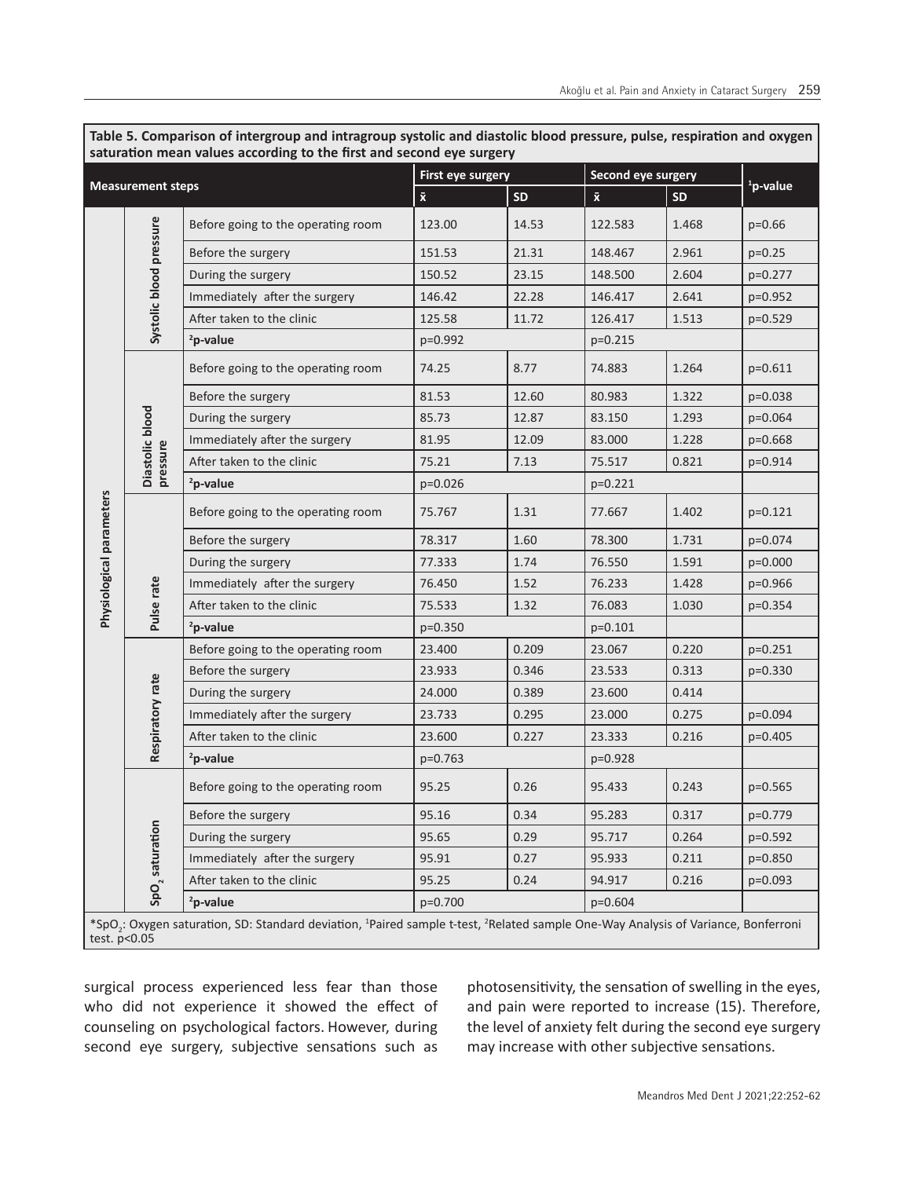**Table 5. Comparison of intergroup and intragroup systolic and diastolic blood pressure, pulse, respiration and oxygen saturation mean values according to the first and second eye surgery**

| Measurement steps | | | First eye surgery | | Second eye surgery | | [1]p-value |
|---|---|---|---|---|---|---|---|
| | | | x̄ | SD | x̄ | SD | |
| Physiological parameters | Systolic blood pressure | Before going to the operating room | 123.00 | 14.53 | 122.583 | 1.468 | p=0.66 |
| | | Before the surgery | 151.53 | 21.31 | 148.467 | 2.961 | p=0.25 |
| | | During the surgery | 150.52 | 23.15 | 148.500 | 2.604 | p=0.277 |
| | | Immediately after the surgery | 146.42 | 22.28 | 146.417 | 2.641 | p=0.952 |
| | | After taken to the clinic | 125.58 | 11.72 | 126.417 | 1.513 | p=0.529 |
| | | [2]p-value | p=0.992 | | p=0.215 | | |
| | Diastolic blood pressure | Before going to the operating room | 74.25 | 8.77 | 74.883 | 1.264 | p=0.611 |
| | | Before the surgery | 81.53 | 12.60 | 80.983 | 1.322 | p=0.038 |
| | | During the surgery | 85.73 | 12.87 | 83.150 | 1.293 | p=0.064 |
| | | Immediately after the surgery | 81.95 | 12.09 | 83.000 | 1.228 | p=0.668 |
| | | After taken to the clinic | 75.21 | 7.13 | 75.517 | 0.821 | p=0.914 |
| | | [2]p-value | p=0.026 | | p=0.221 | | |
| | Pulse rate | Before going to the operating room | 75.767 | 1.31 | 77.667 | 1.402 | p=0.121 |
| | | Before the surgery | 78.317 | 1.60 | 78.300 | 1.731 | p=0.074 |
| | | During the surgery | 77.333 | 1.74 | 76.550 | 1.591 | p=0.000 |
| | | Immediately after the surgery | 76.450 | 1.52 | 76.233 | 1.428 | p=0.966 |
| | | After taken to the clinic | 75.533 | 1.32 | 76.083 | 1.030 | p=0.354 |
| | | [2]p-value | p=0.350 | | p=0.101 | | |
| | Respiratory rate | Before going to the operating room | 23.400 | 0.209 | 23.067 | 0.220 | p=0.251 |
| | | Before the surgery | 23.933 | 0.346 | 23.533 | 0.313 | p=0.330 |
| | | During the surgery | 24.000 | 0.389 | 23.600 | 0.414 | |
| | | Immediately after the surgery | 23.733 | 0.295 | 23.000 | 0.275 | p=0.094 |
| | | After taken to the clinic | 23.600 | 0.227 | 23.333 | 0.216 | p=0.405 |
| | | [2]p-value | p=0.763 | | p=0.928 | | |
| | $SpO_2$ saturation | Before going to the operating room | 95.25 | 0.26 | 95.433 | 0.243 | p=0.565 |
| | | Before the surgery | 95.16 | 0.34 | 95.283 | 0.317 | p=0.779 |
| | | During the surgery | 95.65 | 0.29 | 95.717 | 0.264 | p=0.592 |
| | | Immediately after the surgery | 95.91 | 0.27 | 95.933 | 0.211 | p=0.850 |
| | | After taken to the clinic | 95.25 | 0.24 | 94.917 | 0.216 | p=0.093 |
| | | [2]p-value | p=0.700 | | p=0.604 | | |

*$SpO_2$: Oxygen saturation, SD: Standard deviation, [1]Paired sample t-test, [2]Related sample One-Way Analysis of Variance, Bonferroni test. $p<0.05$

surgical process experienced less fear than those who did not experience it showed the effect of counseling on psychological factors. However, during second eye surgery, subjective sensations such as photosensitivity, the sensation of swelling in the eyes, and pain were reported to increase (15). Therefore, the level of anxiety felt during the second eye surgery may increase with other subjective sensations.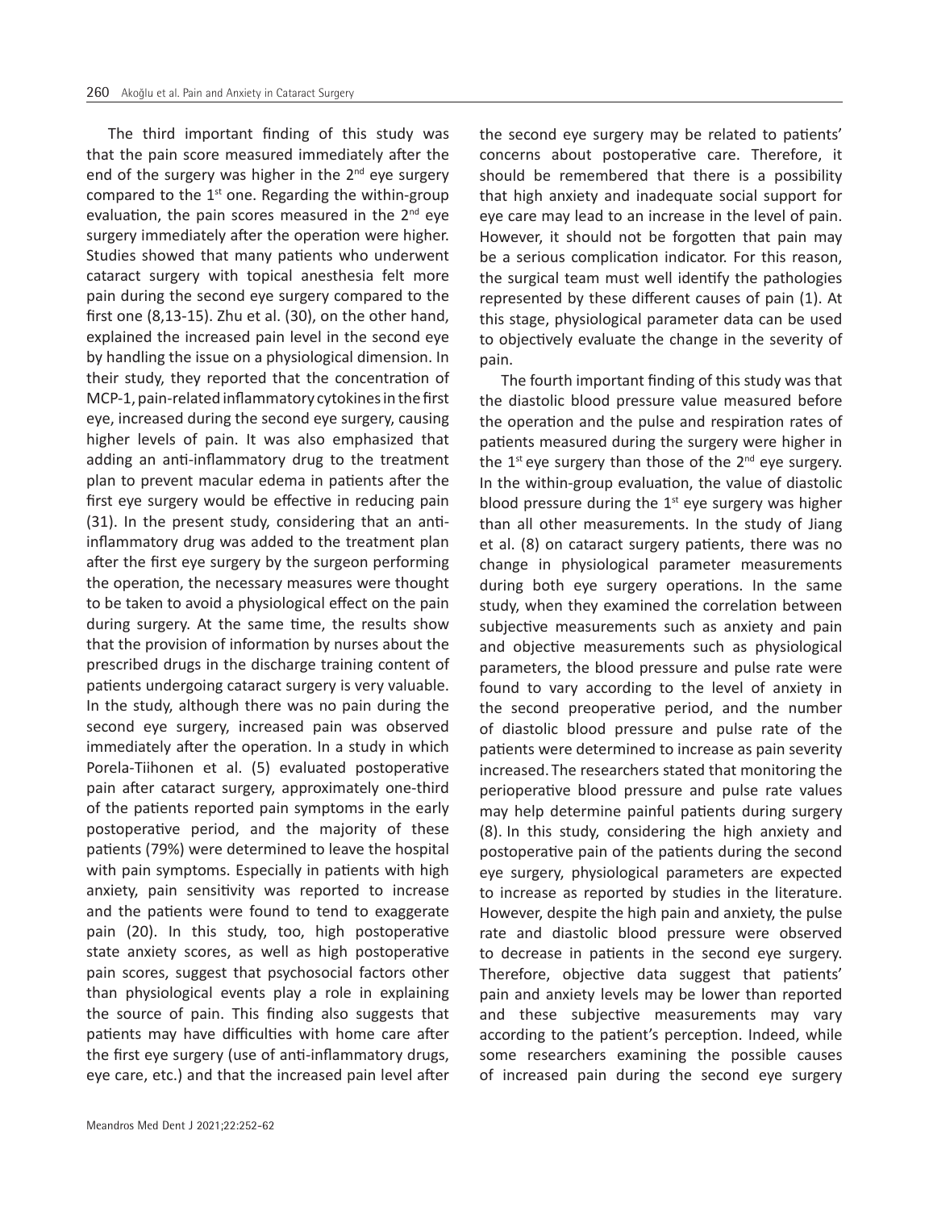The third important finding of this study was that the pain score measured immediately after the end of the surgery was higher in the 2nd eye surgery compared to the 1st one. Regarding the within-group evaluation, the pain scores measured in the 2nd eye surgery immediately after the operation were higher. Studies showed that many patients who underwent cataract surgery with topical anesthesia felt more pain during the second eye surgery compared to the first one (8,13-15). Zhu et al. (30), on the other hand, explained the increased pain level in the second eye by handling the issue on a physiological dimension. In their study, they reported that the concentration of MCP-1, pain-related inflammatory cytokines in the first eye, increased during the second eye surgery, causing higher levels of pain. It was also emphasized that adding an anti-inflammatory drug to the treatment plan to prevent macular edema in patients after the first eye surgery would be effective in reducing pain (31). In the present study, considering that an anti-inflammatory drug was added to the treatment plan after the first eye surgery by the surgeon performing the operation, the necessary measures were thought to be taken to avoid a physiological effect on the pain during surgery. At the same time, the results show that the provision of information by nurses about the prescribed drugs in the discharge training content of patients undergoing cataract surgery is very valuable. In the study, although there was no pain during the second eye surgery, increased pain was observed immediately after the operation. In a study in which Porela-Tiihonen et al. (5) evaluated postoperative pain after cataract surgery, approximately one-third of the patients reported pain symptoms in the early postoperative period, and the majority of these patients (79%) were determined to leave the hospital with pain symptoms. Especially in patients with high anxiety, pain sensitivity was reported to increase and the patients were found to tend to exaggerate pain (20). In this study, too, high postoperative state anxiety scores, as well as high postoperative pain scores, suggest that psychosocial factors other than physiological events play a role in explaining the source of pain. This finding also suggests that patients may have difficulties with home care after the first eye surgery (use of anti-inflammatory drugs, eye care, etc.) and that the increased pain level after the second eye surgery may be related to patients' concerns about postoperative care. Therefore, it should be remembered that there is a possibility that high anxiety and inadequate social support for eye care may lead to an increase in the level of pain. However, it should not be forgotten that pain may be a serious complication indicator. For this reason, the surgical team must well identify the pathologies represented by these different causes of pain (1). At this stage, physiological parameter data can be used to objectively evaluate the change in the severity of pain.

The fourth important finding of this study was that the diastolic blood pressure value measured before the operation and the pulse and respiration rates of patients measured during the surgery were higher in the 1st eye surgery than those of the 2nd eye surgery. In the within-group evaluation, the value of diastolic blood pressure during the 1st eye surgery was higher than all other measurements. In the study of Jiang et al. (8) on cataract surgery patients, there was no change in physiological parameter measurements during both eye surgery operations. In the same study, when they examined the correlation between subjective measurements such as anxiety and pain and objective measurements such as physiological parameters, the blood pressure and pulse rate were found to vary according to the level of anxiety in the second preoperative period, and the number of diastolic blood pressure and pulse rate of the patients were determined to increase as pain severity increased. The researchers stated that monitoring the perioperative blood pressure and pulse rate values may help determine painful patients during surgery (8). In this study, considering the high anxiety and postoperative pain of the patients during the second eye surgery, physiological parameters are expected to increase as reported by studies in the literature. However, despite the high pain and anxiety, the pulse rate and diastolic blood pressure were observed to decrease in patients in the second eye surgery. Therefore, objective data suggest that patients' pain and anxiety levels may be lower than reported and these subjective measurements may vary according to the patient's perception. Indeed, while some researchers examining the possible causes of increased pain during the second eye surgery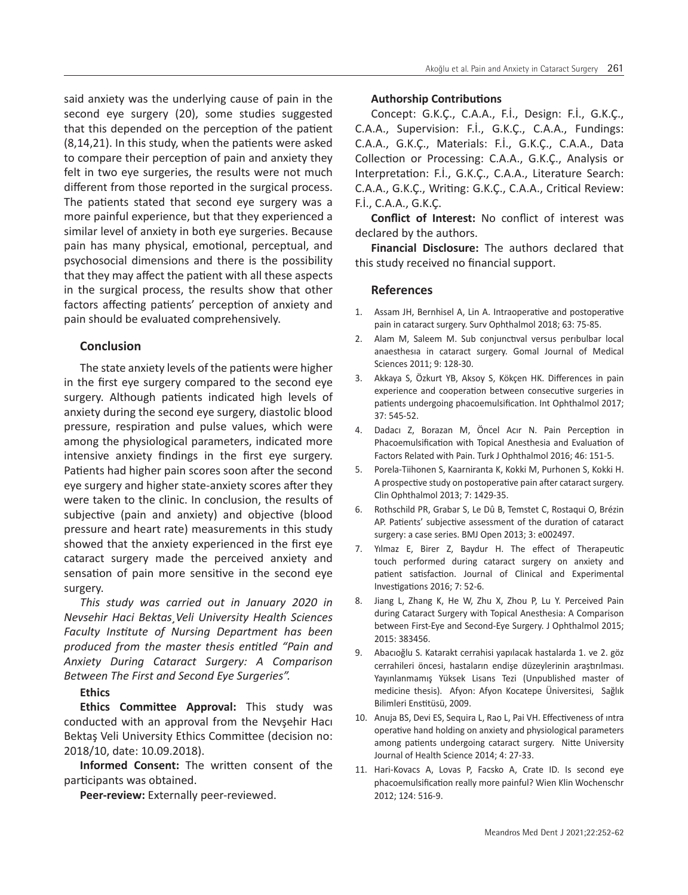said anxiety was the underlying cause of pain in the second eye surgery (20), some studies suggested that this depended on the perception of the patient (8,14,21). In this study, when the patients were asked to compare their perception of pain and anxiety they felt in two eye surgeries, the results were not much different from those reported in the surgical process. The patients stated that second eye surgery was a more painful experience, but that they experienced a similar level of anxiety in both eye surgeries. Because pain has many physical, emotional, perceptual, and psychosocial dimensions and there is the possibility that they may affect the patient with all these aspects in the surgical process, the results show that other factors affecting patients' perception of anxiety and pain should be evaluated comprehensively.

## Conclusion

The state anxiety levels of the patients were higher in the first eye surgery compared to the second eye surgery. Although patients indicated high levels of anxiety during the second eye surgery, diastolic blood pressure, respiration and pulse values, which were among the physiological parameters, indicated more intensive anxiety findings in the first eye surgery. Patients had higher pain scores soon after the second eye surgery and higher state-anxiety scores after they were taken to the clinic. In conclusion, the results of subjective (pain and anxiety) and objective (blood pressure and heart rate) measurements in this study showed that the anxiety experienced in the first eye cataract surgery made the perceived anxiety and sensation of pain more sensitive in the second eye surgery.

*This study was carried out in January 2020 in Nevsehir Haci Bektas¸Veli University Health Sciences Faculty Institute of Nursing Department has been produced from the master thesis entitled "Pain and Anxiety During Cataract Surgery: A Comparison Between The First and Second Eye Surgeries".*

**Ethics**

**Ethics Committee Approval:** This study was conducted with an approval from the Nevşehir Hacı Bektaş Veli University Ethics Committee (decision no: 2018/10, date: 10.09.2018).

**Informed Consent:** The written consent of the participants was obtained.

**Peer-review:** Externally peer-reviewed.

**Authorship Contributions**

Concept: G.K.Ç., C.A.A., F.İ., Design: F.İ., G.K.Ç., C.A.A., Supervision: F.İ., G.K.Ç., C.A.A., Fundings: C.A.A., G.K.Ç., Materials: F.İ., G.K.Ç., C.A.A., Data Collection or Processing: C.A.A., G.K.Ç., Analysis or Interpretation: F.İ., G.K.Ç., C.A.A., Literature Search: C.A.A., G.K.Ç., Writing: G.K.Ç., C.A.A., Critical Review: F.İ., C.A.A., G.K.Ç.

**Conflict of Interest:** No conflict of interest was declared by the authors.

**Financial Disclosure:** The authors declared that this study received no financial support.

## References

1. Assam JH, Bernhisel A, Lin A. Intraoperative and postoperative pain in cataract surgery. Surv Ophthalmol 2018; 63: 75-85.
2. Alam M, Saleem M. Sub conjunctıval versus perıbulbar local anaesthesıa in cataract surgery. Gomal Journal of Medical Sciences 2011; 9: 128-30.
3. Akkaya S, Özkurt YB, Aksoy S, Kökçen HK. Differences in pain experience and cooperation between consecutive surgeries in patients undergoing phacoemulsification. Int Ophthalmol 2017; 37: 545-52.
4. Dadacı Z, Borazan M, Öncel Acır N. Pain Perception in Phacoemulsification with Topical Anesthesia and Evaluation of Factors Related with Pain. Turk J Ophthalmol 2016; 46: 151-5.
5. Porela-Tiihonen S, Kaarniranta K, Kokki M, Purhonen S, Kokki H. A prospective study on postoperative pain after cataract surgery. Clin Ophthalmol 2013; 7: 1429-35.
6. Rothschild PR, Grabar S, Le Dû B, Temstet C, Rostaqui O, Brézin AP. Patients' subjective assessment of the duration of cataract surgery: a case series. BMJ Open 2013; 3: e002497.
7. Yılmaz E, Birer Z, Baydur H. The effect of Therapeutic touch performed during cataract surgery on anxiety and patient satisfaction. Journal of Clinical and Experimental Investigations 2016; 7: 52-6.
8. Jiang L, Zhang K, He W, Zhu X, Zhou P, Lu Y. Perceived Pain during Cataract Surgery with Topical Anesthesia: A Comparison between First-Eye and Second-Eye Surgery. J Ophthalmol 2015; 2015: 383456.
9. Abacıoğlu S. Katarakt cerrahisi yapılacak hastalarda 1. ve 2. göz cerrahileri öncesi, hastaların endişe düzeylerinin araştırılması. Yayınlanmamış Yüksek Lisans Tezi (Unpublished master of medicine thesis). Afyon: Afyon Kocatepe Üniversitesi, Sağlık Bilimleri Enstitüsü, 2009.
10. Anuja BS, Devi ES, Sequira L, Rao L, Pai VH. Effectiveness of ıntra operative hand holding on anxiety and physiological parameters among patients undergoing cataract surgery. Nitte University Journal of Health Science 2014; 4: 27-33.
11. Hari-Kovacs A, Lovas P, Facsko A, Crate ID. Is second eye phacoemulsification really more painful? Wien Klin Wochenschr 2012; 124: 516-9.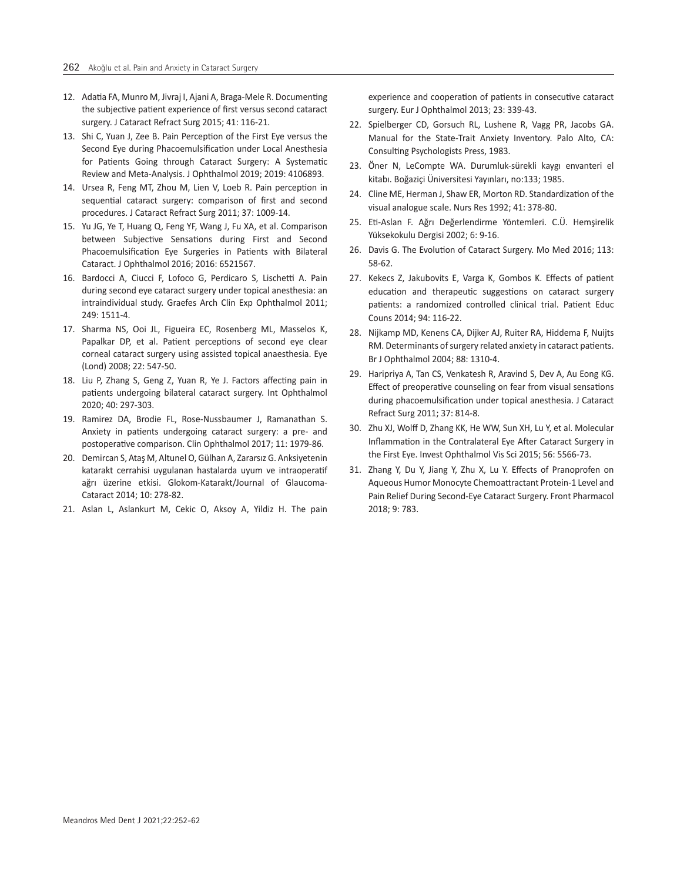12. Adatia FA, Munro M, Jivraj I, Ajani A, Braga-Mele R. Documenting the subjective patient experience of first versus second cataract surgery. J Cataract Refract Surg 2015; 41: 116-21.
13. Shi C, Yuan J, Zee B. Pain Perception of the First Eye versus the Second Eye during Phacoemulsification under Local Anesthesia for Patients Going through Cataract Surgery: A Systematic Review and Meta-Analysis. J Ophthalmol 2019; 2019: 4106893.
14. Ursea R, Feng MT, Zhou M, Lien V, Loeb R. Pain perception in sequential cataract surgery: comparison of first and second procedures. J Cataract Refract Surg 2011; 37: 1009-14.
15. Yu JG, Ye T, Huang Q, Feng YF, Wang J, Fu XA, et al. Comparison between Subjective Sensations during First and Second Phacoemulsification Eye Surgeries in Patients with Bilateral Cataract. J Ophthalmol 2016; 2016: 6521567.
16. Bardocci A, Ciucci F, Lofoco G, Perdicaro S, Lischetti A. Pain during second eye cataract surgery under topical anesthesia: an intraindividual study. Graefes Arch Clin Exp Ophthalmol 2011; 249: 1511-4.
17. Sharma NS, Ooi JL, Figueira EC, Rosenberg ML, Masselos K, Papalkar DP, et al. Patient perceptions of second eye clear corneal cataract surgery using assisted topical anaesthesia. Eye (Lond) 2008; 22: 547-50.
18. Liu P, Zhang S, Geng Z, Yuan R, Ye J. Factors affecting pain in patients undergoing bilateral cataract surgery. Int Ophthalmol 2020; 40: 297-303.
19. Ramirez DA, Brodie FL, Rose-Nussbaumer J, Ramanathan S. Anxiety in patients undergoing cataract surgery: a pre- and postoperative comparison. Clin Ophthalmol 2017; 11: 1979-86.
20. Demircan S, Ataş M, Altunel O, Gülhan A, Zararsız G. Anksiyetenin katarakt cerrahisi uygulanan hastalarda uyum ve intraoperatif ağrı üzerine etkisi. Glokom-Katarakt/Journal of Glaucoma-Cataract 2014; 10: 278-82.
21. Aslan L, Aslankurt M, Cekic O, Aksoy A, Yildiz H. The pain experience and cooperation of patients in consecutive cataract surgery. Eur J Ophthalmol 2013; 23: 339-43.
22. Spielberger CD, Gorsuch RL, Lushene R, Vagg PR, Jacobs GA. Manual for the State-Trait Anxiety Inventory. Palo Alto, CA: Consulting Psychologists Press, 1983.
23. Öner N, LeCompte WA. Durumluk-sürekli kaygı envanteri el kitabı. Boğaziçi Üniversitesi Yayınları, no:133; 1985.
24. Cline ME, Herman J, Shaw ER, Morton RD. Standardization of the visual analogue scale. Nurs Res 1992; 41: 378-80.
25. Eti-Aslan F. Ağrı Değerlendirme Yöntemleri. C.Ü. Hemşirelik Yüksekokulu Dergisi 2002; 6: 9-16.
26. Davis G. The Evolution of Cataract Surgery. Mo Med 2016; 113: 58-62.
27. Kekecs Z, Jakubovits E, Varga K, Gombos K. Effects of patient education and therapeutic suggestions on cataract surgery patients: a randomized controlled clinical trial. Patient Educ Couns 2014; 94: 116-22.
28. Nijkamp MD, Kenens CA, Dijker AJ, Ruiter RA, Hiddema F, Nuijts RM. Determinants of surgery related anxiety in cataract patients. Br J Ophthalmol 2004; 88: 1310-4.
29. Haripriya A, Tan CS, Venkatesh R, Aravind S, Dev A, Au Eong KG. Effect of preoperative counseling on fear from visual sensations during phacoemulsification under topical anesthesia. J Cataract Refract Surg 2011; 37: 814-8.
30. Zhu XJ, Wolff D, Zhang KK, He WW, Sun XH, Lu Y, et al. Molecular Inflammation in the Contralateral Eye After Cataract Surgery in the First Eye. Invest Ophthalmol Vis Sci 2015; 56: 5566-73.
31. Zhang Y, Du Y, Jiang Y, Zhu X, Lu Y. Effects of Pranoprofen on Aqueous Humor Monocyte Chemoattractant Protein-1 Level and Pain Relief During Second-Eye Cataract Surgery. Front Pharmacol 2018; 9: 783.